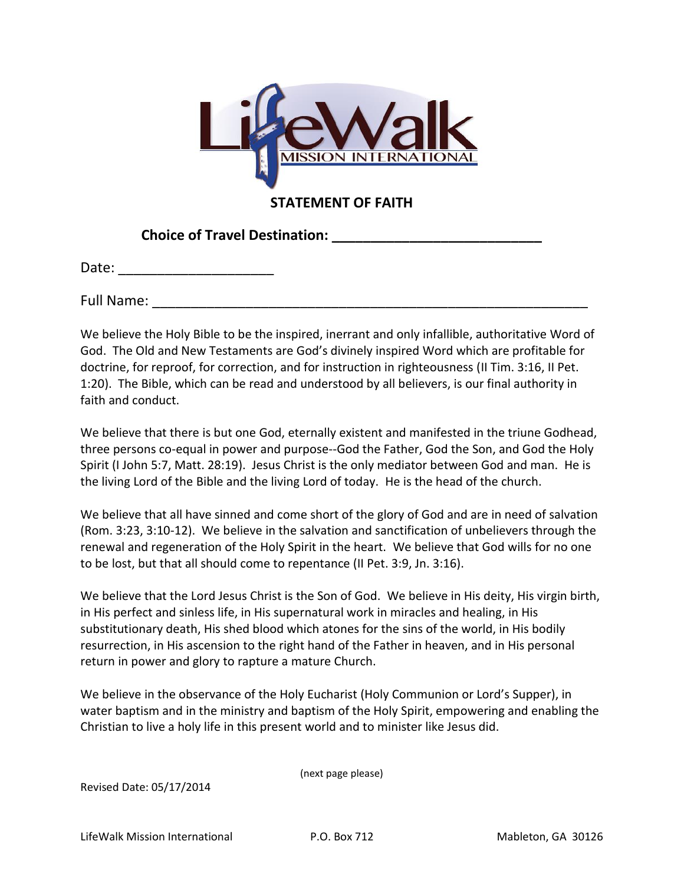LifeWalk MISSION INTERNATIONAL

# STATEMENT OF FAITH

**Choice of Travel Destination: ___________________________**

Date: ____________________

Full Name: ___________________________________________________________

We believe the Holy Bible to be the inspired, inerrant and only infallible, authoritative Word of God. The Old and New Testaments are God's divinely inspired Word which are profitable for doctrine, for reproof, for correction, and for instruction in righteousness (II Tim. 3:16, II Pet. 1:20). The Bible, which can be read and understood by all believers, is our final authority in faith and conduct.

We believe that there is but one God, eternally existent and manifested in the triune Godhead, three persons co-equal in power and purpose--God the Father, God the Son, and God the Holy Spirit (I John 5:7, Matt. 28:19). Jesus Christ is the only mediator between God and man. He is the living Lord of the Bible and the living Lord of today. He is the head of the church.

We believe that all have sinned and come short of the glory of God and are in need of salvation (Rom. 3:23, 3:10-12). We believe in the salvation and sanctification of unbelievers through the renewal and regeneration of the Holy Spirit in the heart. We believe that God wills for no one to be lost, but that all should come to repentance (II Pet. 3:9, Jn. 3:16).

We believe that the Lord Jesus Christ is the Son of God. We believe in His deity, His virgin birth, in His perfect and sinless life, in His supernatural work in miracles and healing, in His substitutionary death, His shed blood which atones for the sins of the world, in His bodily resurrection, in His ascension to the right hand of the Father in heaven, and in His personal return in power and glory to rapture a mature Church.

We believe in the observance of the Holy Eucharist (Holy Communion or Lord's Supper), in water baptism and in the ministry and baptism of the Holy Spirit, empowering and enabling the Christian to live a holy life in this present world and to minister like Jesus did.

(next page please)

Revised Date: 05/17/2014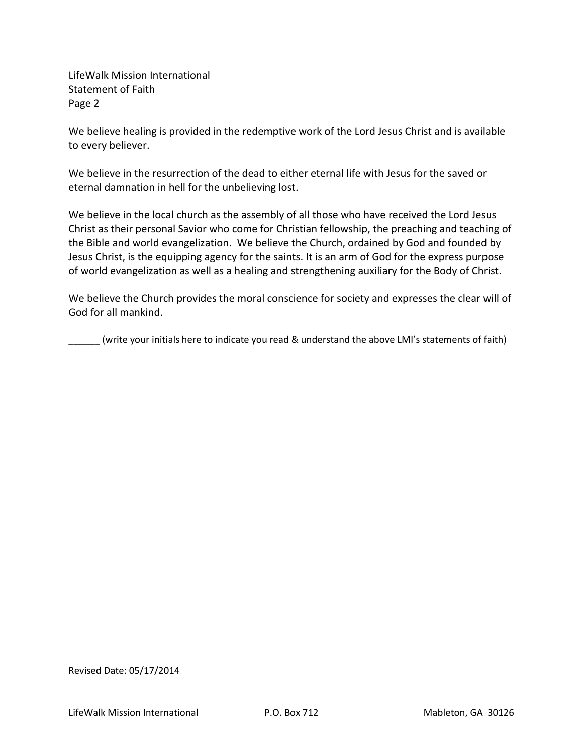We believe healing is provided in the redemptive work of the Lord Jesus Christ and is available to every believer.

We believe in the resurrection of the dead to either eternal life with Jesus for the saved or eternal damnation in hell for the unbelieving lost.

We believe in the local church as the assembly of all those who have received the Lord Jesus Christ as their personal Savior who come for Christian fellowship, the preaching and teaching of the Bible and world evangelization. We believe the Church, ordained by God and founded by Jesus Christ, is the equipping agency for the saints. It is an arm of God for the express purpose of world evangelization as well as a healing and strengthening auxiliary for the Body of Christ.

We believe the Church provides the moral conscience for society and expresses the clear will of God for all mankind.

______ (write your initials here to indicate you read & understand the above LMI's statements of faith)

Revised Date: 05/17/2014